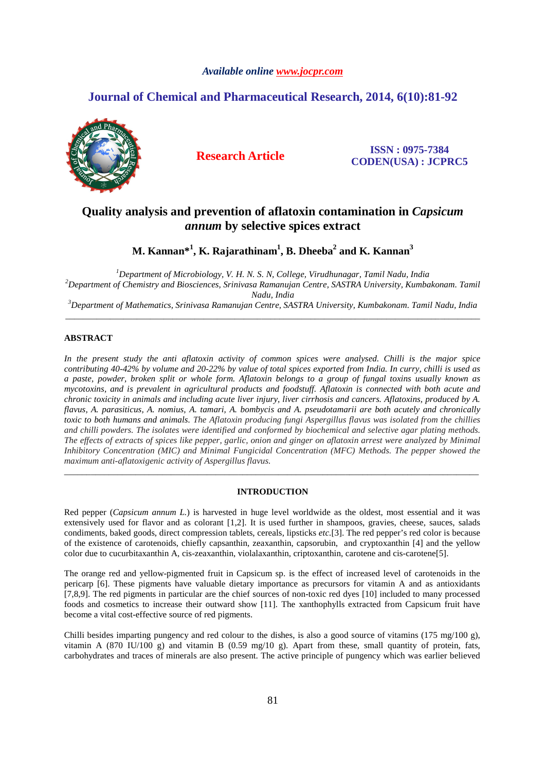*Available online www.jocpr.com*

## Journal of Chemical and Pharmaceutical Research, 2014, 6(10):81-92

**Research Article**

**ISSN : 0975-7384**
**CODEN(USA) : JCPRC5**

# Quality analysis and prevention of aflatoxin contamination in *Capsicum annum* by selective spices extract

**M. Kannan*[1], K. Rajarathinam[1], B. Dheeba[2] and K. Kannan[3]**

[1]*Department of Microbiology, V. H. N. S. N, College, Virudhunagar, Tamil Nadu, India*
[2]*Department of Chemistry and Biosciences, Srinivasa Ramanujan Centre, SASTRA University, Kumbakonam. Tamil Nadu, India*
[3]*Department of Mathematics, Srinivasa Ramanujan Centre, SASTRA University, Kumbakonam. Tamil Nadu, India*

---

## ABSTRACT

*In the present study the anti aflatoxin activity of common spices were analysed. Chilli is the major spice contributing 40-42% by volume and 20-22% by value of total spices exported from India. In curry, chilli is used as a paste, powder, broken split or whole form. Aflatoxin belongs to a group of fungal toxins usually known as mycotoxins, and is prevalent in agricultural products and foodstuff. Aflatoxin is connected with both acute and chronic toxicity in animals and including acute liver injury, liver cirrhosis and cancers. Aflatoxins, produced by A. flavus, A. parasiticus, A. nomius, A. tamari, A. bombycis and A. pseudotamarii are both acutely and chronically toxic to both humans and animals. The Aflatoxin producing fungi Aspergillus flavus was isolated from the chillies and chilli powders. The isolates were identified and conformed by biochemical and selective agar plating methods. The effects of extracts of spices like pepper, garlic, onion and ginger on aflatoxin arrest were analyzed by Minimal Inhibitory Concentration (MIC) and Minimal Fungicidal Concentration (MFC) Methods. The pepper showed the maximum anti-aflatoxigenic activity of Aspergillus flavus.*

---

## INTRODUCTION

Red pepper (*Capsicum annum L.*) is harvested in huge level worldwide as the oldest, most essential and it was extensively used for flavor and as colorant [1,2]. It is used further in shampoos, gravies, cheese, sauces, salads condiments, baked goods, direct compression tablets, cereals, lipsticks *etc.*[3]. The red pepper's red color is because of the existence of carotenoids, chiefly capsanthin, zeaxanthin, capsorubin, and cryptoxanthin [4] and the yellow color due to cucurbitaxanthin A, cis-zeaxanthin, violalaxanthin, criptoxanthin, carotene and cis-carotene[5].

The orange red and yellow-pigmented fruit in Capsicum sp. is the effect of increased level of carotenoids in the pericarp [6]. These pigments have valuable dietary importance as precursors for vitamin A and as antioxidants [7,8,9]. The red pigments in particular are the chief sources of non-toxic red dyes [10] included to many processed foods and cosmetics to increase their outward show [11]. The xanthophylls extracted from Capsicum fruit have become a vital cost-effective source of red pigments.

Chilli besides imparting pungency and red colour to the dishes, is also a good source of vitamins (175 mg/100 g), vitamin A (870 IU/100 g) and vitamin B (0.59 mg/10 g). Apart from these, small quantity of protein, fats, carbohydrates and traces of minerals are also present. The active principle of pungency which was earlier believed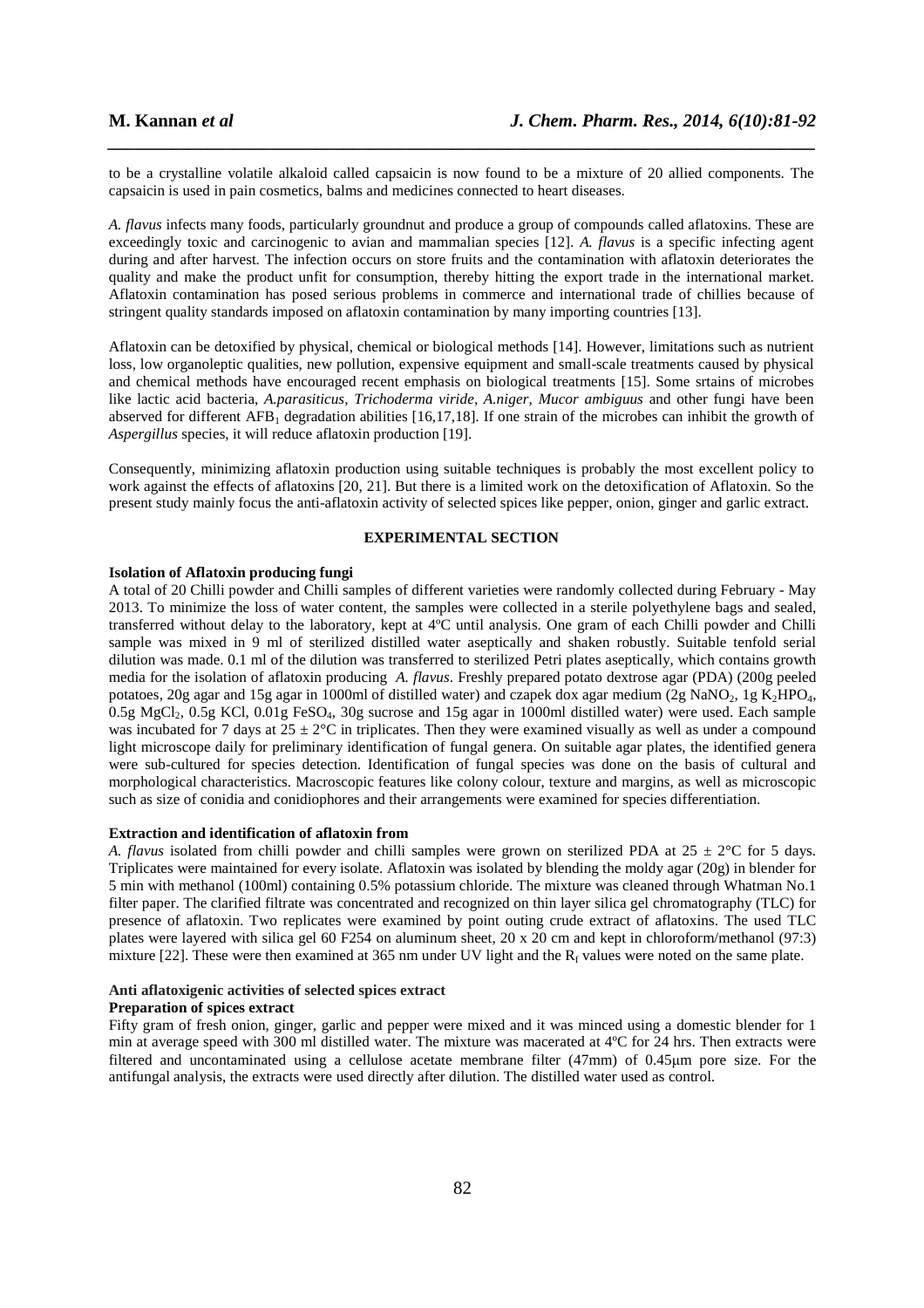to be a crystalline volatile alkaloid called capsaicin is now found to be a mixture of 20 allied components. The capsaicin is used in pain cosmetics, balms and medicines connected to heart diseases.

*A. flavus* infects many foods, particularly groundnut and produce a group of compounds called aflatoxins. These are exceedingly toxic and carcinogenic to avian and mammalian species [12]. *A. flavus* is a specific infecting agent during and after harvest. The infection occurs on store fruits and the contamination with aflatoxin deteriorates the quality and make the product unfit for consumption, thereby hitting the export trade in the international market. Aflatoxin contamination has posed serious problems in commerce and international trade of chillies because of stringent quality standards imposed on aflatoxin contamination by many importing countries [13].

Aflatoxin can be detoxified by physical, chemical or biological methods [14]. However, limitations such as nutrient loss, low organoleptic qualities, new pollution, expensive equipment and small-scale treatments caused by physical and chemical methods have encouraged recent emphasis on biological treatments [15]. Some srtains of microbes like lactic acid bacteria, *A.parasiticus*, *Trichoderma viride*, *A.niger, Mucor ambiguus* and other fungi have been abserved for different $AFB_1$ degradation abilities [16,17,18]. If one strain of the microbes can inhibit the growth of *Aspergillus* species, it will reduce aflatoxin production [19].

Consequently, minimizing aflatoxin production using suitable techniques is probably the most excellent policy to work against the effects of aflatoxins [20, 21]. But there is a limited work on the detoxification of Aflatoxin. So the present study mainly focus the anti-aflatoxin activity of selected spices like pepper, onion, ginger and garlic extract.

## EXPERIMENTAL SECTION

### Isolation of Aflatoxin producing fungi

A total of 20 Chilli powder and Chilli samples of different varieties were randomly collected during February - May 2013. To minimize the loss of water content, the samples were collected in a sterile polyethylene bags and sealed, transferred without delay to the laboratory, kept at 4ºC until analysis. One gram of each Chilli powder and Chilli sample was mixed in 9 ml of sterilized distilled water aseptically and shaken robustly. Suitable tenfold serial dilution was made. 0.1 ml of the dilution was transferred to sterilized Petri plates aseptically, which contains growth media for the isolation of aflatoxin producing *A. flavus*. Freshly prepared potato dextrose agar (PDA) (200g peeled potatoes, 20g agar and 15g agar in 1000ml of distilled water) and czapek dox agar medium (2g $NaNO_2$, 1g $K_2HPO_4$, 0.5g $MgCl_2$, 0.5g KCl, 0.01g $FeSO_4$, 30g sucrose and 15g agar in 1000ml distilled water) were used. Each sample was incubated for 7 days at 25 ± 2°C in triplicates. Then they were examined visually as well as under a compound light microscope daily for preliminary identification of fungal genera. On suitable agar plates, the identified genera were sub-cultured for species detection. Identification of fungal species was done on the basis of cultural and morphological characteristics. Macroscopic features like colony colour, texture and margins, as well as microscopic such as size of conidia and conidiophores and their arrangements were examined for species differentiation.

### Extraction and identification of aflatoxin from

*A. flavus* isolated from chilli powder and chilli samples were grown on sterilized PDA at 25 ± 2°C for 5 days. Triplicates were maintained for every isolate. Aflatoxin was isolated by blending the moldy agar (20g) in blender for 5 min with methanol (100ml) containing 0.5% potassium chloride. The mixture was cleaned through Whatman No.1 filter paper. The clarified filtrate was concentrated and recognized on thin layer silica gel chromatography (TLC) for presence of aflatoxin. Two replicates were examined by point outing crude extract of aflatoxins. The used TLC plates were layered with silica gel 60 F254 on aluminum sheet, 20 x 20 cm and kept in chloroform/methanol (97:3) mixture [22]. These were then examined at 365 nm under UV light and the $R_f$ values were noted on the same plate.

### Anti aflatoxigenic activities of selected spices extract

#### Preparation of spices extract

Fifty gram of fresh onion, ginger, garlic and pepper were mixed and it was minced using a domestic blender for 1 min at average speed with 300 ml distilled water. The mixture was macerated at 4ºC for 24 hrs. Then extracts were filtered and uncontaminated using a cellulose acetate membrane filter (47mm) of 0.45μm pore size. For the antifungal analysis, the extracts were used directly after dilution. The distilled water used as control.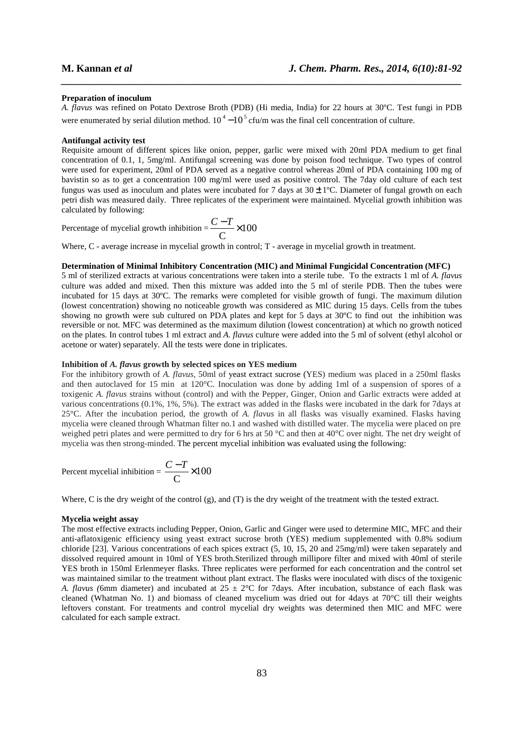**Preparation of inoculum**

*A. flavus* was refined on Potato Dextrose Broth (PDB) (Hi media, India) for 22 hours at 30ºC. Test fungi in PDB were enumerated by serial dilution method. $10^4 - 10^5$ cfu/m was the final cell concentration of culture.

**Antifungal activity test**

Requisite amount of different spices like onion, pepper, garlic were mixed with 20ml PDA medium to get final concentration of 0.1, 1, 5mg/ml. Antifungal screening was done by poison food technique. Two types of control were used for experiment, 20ml of PDA served as a negative control whereas 20ml of PDA containing 100 mg of bavistin so as to get a concentration 100 mg/ml were used as positive control. The 7day old culture of each test fungus was used as inoculum and plates were incubated for 7 days at 30 ± 1ºC. Diameter of fungal growth on each petri dish was measured daily. Three replicates of the experiment were maintained. Mycelial growth inhibition was calculated by following:

$$\text{Percentage of mycelial growth inhibition} = \frac{C - T}{C} \times 100$$

Where, C - average increase in mycelial growth in control; T - average in mycelial growth in treatment.

**Determination of Minimal Inhibitory Concentration (MIC) and Minimal Fungicidal Concentration (MFC)**

5 ml of sterilized extracts at various concentrations were taken into a sterile tube. To the extracts 1 ml of *A. flavus* culture was added and mixed. Then this mixture was added into the 5 ml of sterile PDB. Then the tubes were incubated for 15 days at 30ºC. The remarks were completed for visible growth of fungi. The maximum dilution (lowest concentration) showing no noticeable growth was considered as MIC during 15 days. Cells from the tubes showing no growth were sub cultured on PDA plates and kept for 5 days at 30ºC to find out the inhibition was reversible or not. MFC was determined as the maximum dilution (lowest concentration) at which no growth noticed on the plates. In control tubes 1 ml extract and *A. flavus* culture were added into the 5 ml of solvent (ethyl alcohol or acetone or water) separately. All the tests were done in triplicates.

**Inhibition of *A. flavus* growth by selected spices on YES medium**

For the inhibitory growth of *A. flavus*, 50ml of yeast extract sucrose (YES) medium was placed in a 250ml flasks and then autoclaved for 15 min at 120°C. Inoculation was done by adding 1ml of a suspension of spores of a toxigenic *A. flavus* strains without (control) and with the Pepper, Ginger, Onion and Garlic extracts were added at various concentrations (0.1%, 1%, 5%). The extract was added in the flasks were incubated in the dark for 7days at 25°C. After the incubation period, the growth of *A. flavus* in all flasks was visually examined. Flasks having mycelia were cleaned through Whatman filter no.1 and washed with distilled water. The mycelia were placed on pre weighed petri plates and were permitted to dry for 6 hrs at 50 °C and then at 40°C over night. The net dry weight of mycelia was then strong-minded. The percent mycelial inhibition was evaluated using the following:

$$\text{Percent mycelial inhibition} = \frac{C - T}{C} \times 100$$

Where, C is the dry weight of the control (g), and (T) is the dry weight of the treatment with the tested extract.

**Mycelia weight assay**

The most effective extracts including Pepper, Onion, Garlic and Ginger were used to determine MIC, MFC and their anti-aflatoxigenic efficiency using yeast extract sucrose broth (YES) medium supplemented with 0.8% sodium chloride [23]. Various concentrations of each spices extract (5, 10, 15, 20 and 25mg/ml) were taken separately and dissolved required amount in 10ml of YES broth.Sterilized through millipore filter and mixed with 40ml of sterile YES broth in 150ml Erlenmeyer flasks. Three replicates were performed for each concentration and the control set was maintained similar to the treatment without plant extract. The flasks were inoculated with discs of the toxigenic *A. flavus (*6mm diameter) and incubated at 25 ± 2°C for 7days. After incubation, substance of each flask was cleaned (Whatman No. 1) and biomass of cleaned mycelium was dried out for 4days at 70°C till their weights leftovers constant. For treatments and control mycelial dry weights was determined then MIC and MFC were calculated for each sample extract.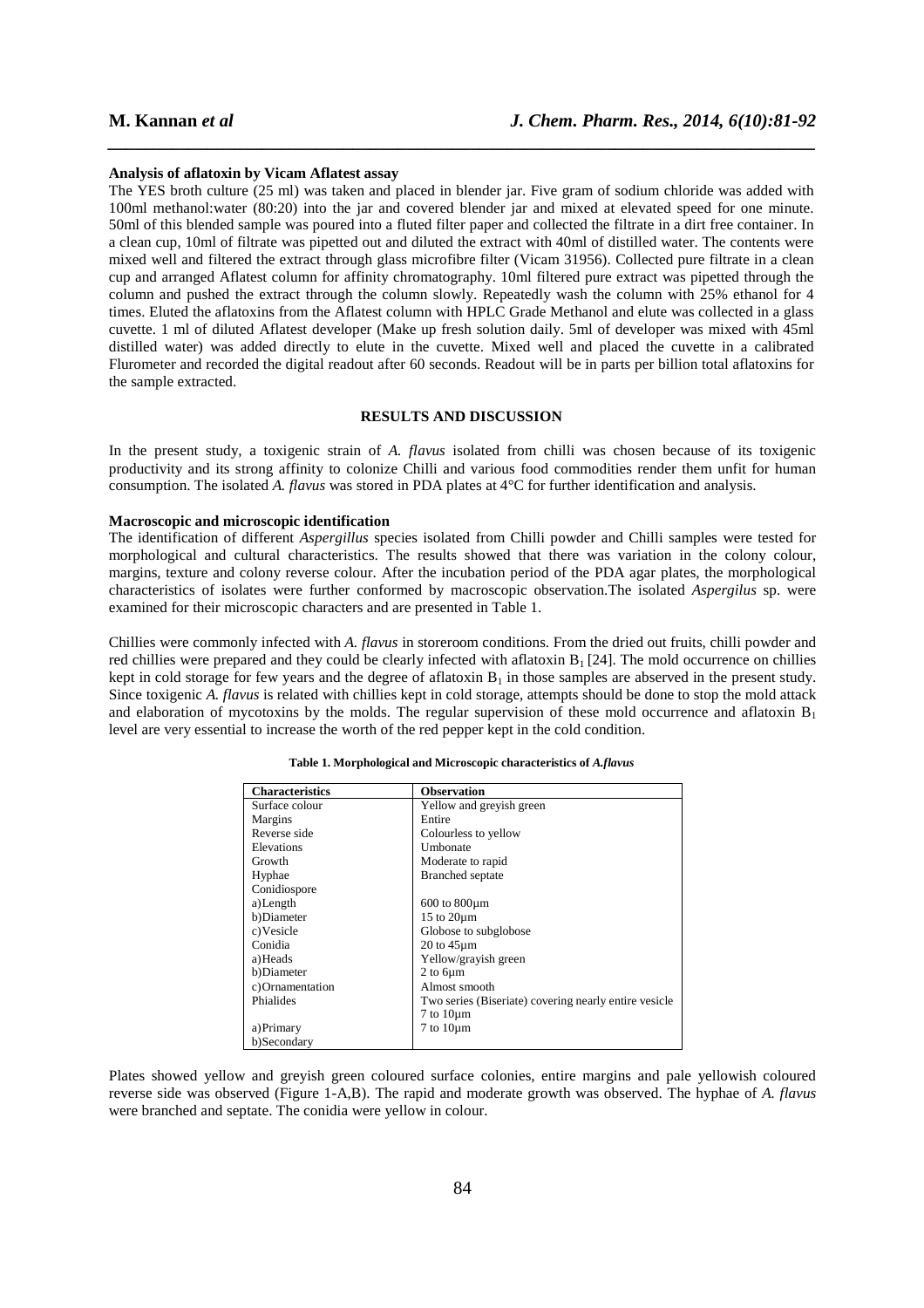**Analysis of aflatoxin by Vicam Aflatest assay**

The YES broth culture (25 ml) was taken and placed in blender jar. Five gram of sodium chloride was added with 100ml methanol:water (80:20) into the jar and covered blender jar and mixed at elevated speed for one minute. 50ml of this blended sample was poured into a fluted filter paper and collected the filtrate in a dirt free container. In a clean cup, 10ml of filtrate was pipetted out and diluted the extract with 40ml of distilled water. The contents were mixed well and filtered the extract through glass microfibre filter (Vicam 31956). Collected pure filtrate in a clean cup and arranged Aflatest column for affinity chromatography. 10ml filtered pure extract was pipetted through the column and pushed the extract through the column slowly. Repeatedly wash the column with 25% ethanol for 4 times. Eluted the aflatoxins from the Aflatest column with HPLC Grade Methanol and elute was collected in a glass cuvette. 1 ml of diluted Aflatest developer (Make up fresh solution daily. 5ml of developer was mixed with 45ml distilled water) was added directly to elute in the cuvette. Mixed well and placed the cuvette in a calibrated Flurometer and recorded the digital readout after 60 seconds. Readout will be in parts per billion total aflatoxins for the sample extracted.

## RESULTS AND DISCUSSION

In the present study, a toxigenic strain of *A. flavus* isolated from chilli was chosen because of its toxigenic productivity and its strong affinity to colonize Chilli and various food commodities render them unfit for human consumption. The isolated *A. flavus* was stored in PDA plates at 4°C for further identification and analysis.

**Macroscopic and microscopic identification**

The identification of different *Aspergillus* species isolated from Chilli powder and Chilli samples were tested for morphological and cultural characteristics. The results showed that there was variation in the colony colour, margins, texture and colony reverse colour. After the incubation period of the PDA agar plates, the morphological characteristics of isolates were further conformed by macroscopic observation.The isolated *Aspergillus* sp. were examined for their microscopic characters and are presented in Table 1.

Chillies were commonly infected with *A. flavus* in storeroom conditions. From the dried out fruits, chilli powder and red chillies were prepared and they could be clearly infected with aflatoxin $B_1$ [24]. The mold occurrence on chillies kept in cold storage for few years and the degree of aflatoxin $B_1$ in those samples are observed in the present study. Since toxigenic *A. flavus* is related with chillies kept in cold storage, attempts should be done to stop the mold attack and elaboration of mycotoxins by the molds. The regular supervision of these mold occurrence and aflatoxin $B_1$ level are very essential to increase the worth of the red pepper kept in the cold condition.

**Table 1. Morphological and Microscopic characteristics of *A.flavus***

| Characteristics | Observation |
|---|---|
| Surface colour | Yellow and greyish green |
| Margins | Entire |
| Reverse side | Colourless to yellow |
| Elevations | Umbonate |
| Growth | Moderate to rapid |
| Hyphae | Branched septate |
| Conidiospore | |
| a)Length | 600 to 800µm |
| b)Diameter | 15 to 20µm |
| c)Vesicle | Globose to subglobose |
| Conidia | 20 to 45µm |
| a)Heads | Yellow/grayish green |
| b)Diameter | 2 to 6µm |
| c)Ornamentation | Almost smooth |
| Phialides | Two series (Biseriate) covering nearly entire vesicle |
| | 7 to 10µm |
| a)Primary | 7 to 10µm |
| b)Secondary | |

Plates showed yellow and greyish green coloured surface colonies, entire margins and pale yellowish coloured reverse side was observed (Figure 1-A,B). The rapid and moderate growth was observed. The hyphae of *A. flavus* were branched and septate. The conidia were yellow in colour.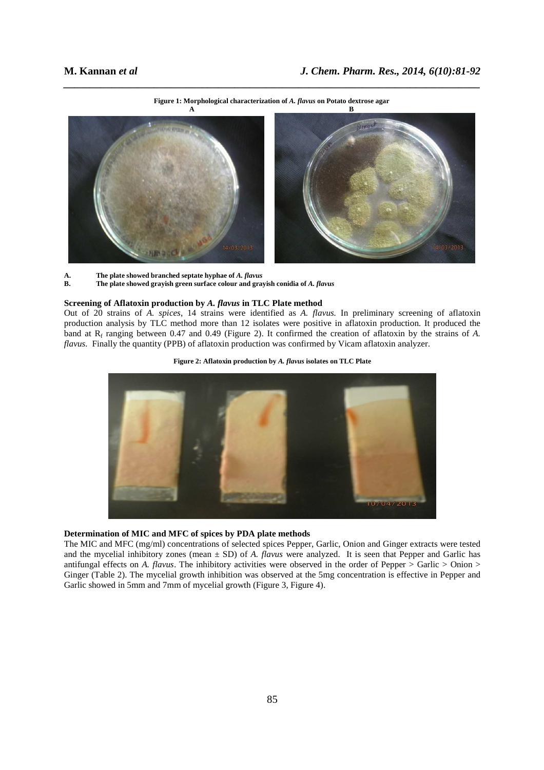**Figure 1: Morphological characterization of *A. flavus* on Potato dextrose agar**

**A.** The plate showed branched septate hyphae of *A. flavus*

**B.** The plate showed grayish green surface colour and grayish conidia of *A. flavus*

**Screening of Aflatoxin production by *A. flavus* in TLC Plate method**

Out of 20 strains of *A. spices*, 14 strains were identified as *A. flavus.* In preliminary screening of aflatoxin production analysis by TLC method more than 12 isolates were positive in aflatoxin production. It produced the band at $R_f$ ranging between 0.47 and 0.49 (Figure 2). It confirmed the creation of aflatoxin by the strains of *A. flavus*. Finally the quantity (PPB) of aflatoxin production was confirmed by Vicam aflatoxin analyzer.

**Figure 2: Aflatoxin production by *A. flavus* isolates on TLC Plate**

**Determination of MIC and MFC of spices by PDA plate methods**

The MIC and MFC (mg/ml) concentrations of selected spices Pepper, Garlic, Onion and Ginger extracts were tested and the mycelial inhibitory zones (mean ± SD) of *A. flavus* were analyzed. It is seen that Pepper and Garlic has antifungal effects on *A. flavus*. The inhibitory activities were observed in the order of Pepper > Garlic > Onion > Ginger (Table 2). The mycelial growth inhibition was observed at the 5mg concentration is effective in Pepper and Garlic showed in 5mm and 7mm of mycelial growth (Figure 3, Figure 4).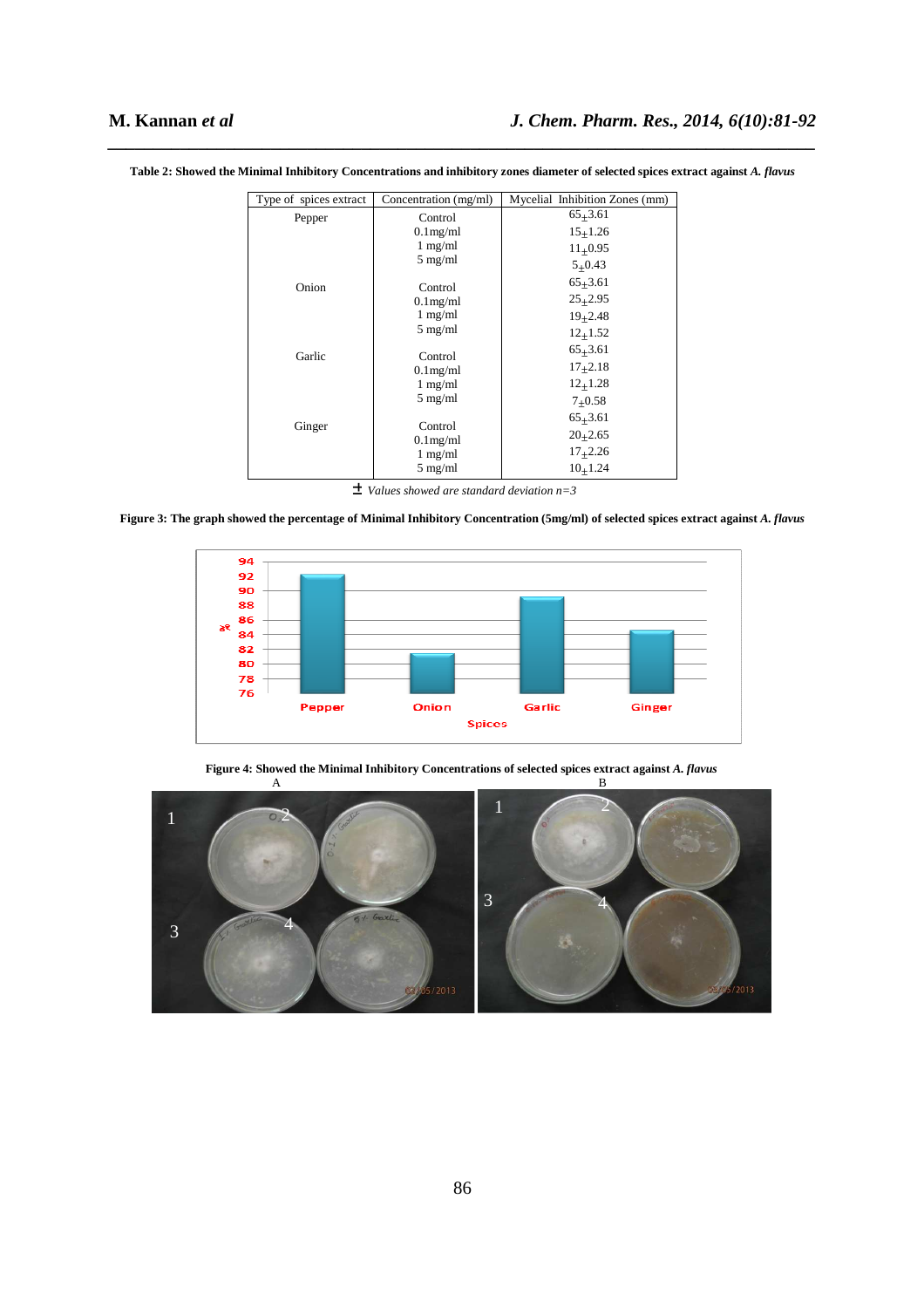**Table 2: Showed the Minimal Inhibitory Concentrations and inhibitory zones diameter of selected spices extract against *A. flavus***

| Type of spices extract | Concentration (mg/ml) | Mycelial Inhibition Zones (mm) |
|---|---|---|
| Pepper | Control | 65±3.61 |
| | 0.1mg/ml | 15±1.26 |
| | 1 mg/ml | 11±0.95 |
| | 5 mg/ml | 5±0.43 |
| Onion | Control | 65±3.61 |
| | 0.1mg/ml | 25±2.95 |
| | 1 mg/ml | 19±2.48 |
| | 5 mg/ml | 12±1.52 |
| Garlic | Control | 65±3.61 |
| | 0.1mg/ml | 17±2.18 |
| | 1 mg/ml | 12±1.28 |
| | 5 mg/ml | 7±0.58 |
| Ginger | Control | 65±3.61 |
| | 0.1mg/ml | 20±2.65 |
| | 1 mg/ml | 17±2.26 |
| | 5 mg/ml | 10±1.24 |

± *Values showed are standard deviation n=3*

**Figure 3: The graph showed the percentage of Minimal Inhibitory Concentration (5mg/ml) of selected spices extract against *A. flavus***

**Figure 4: Showed the Minimal Inhibitory Concentrations of selected spices extract against *A. flavus***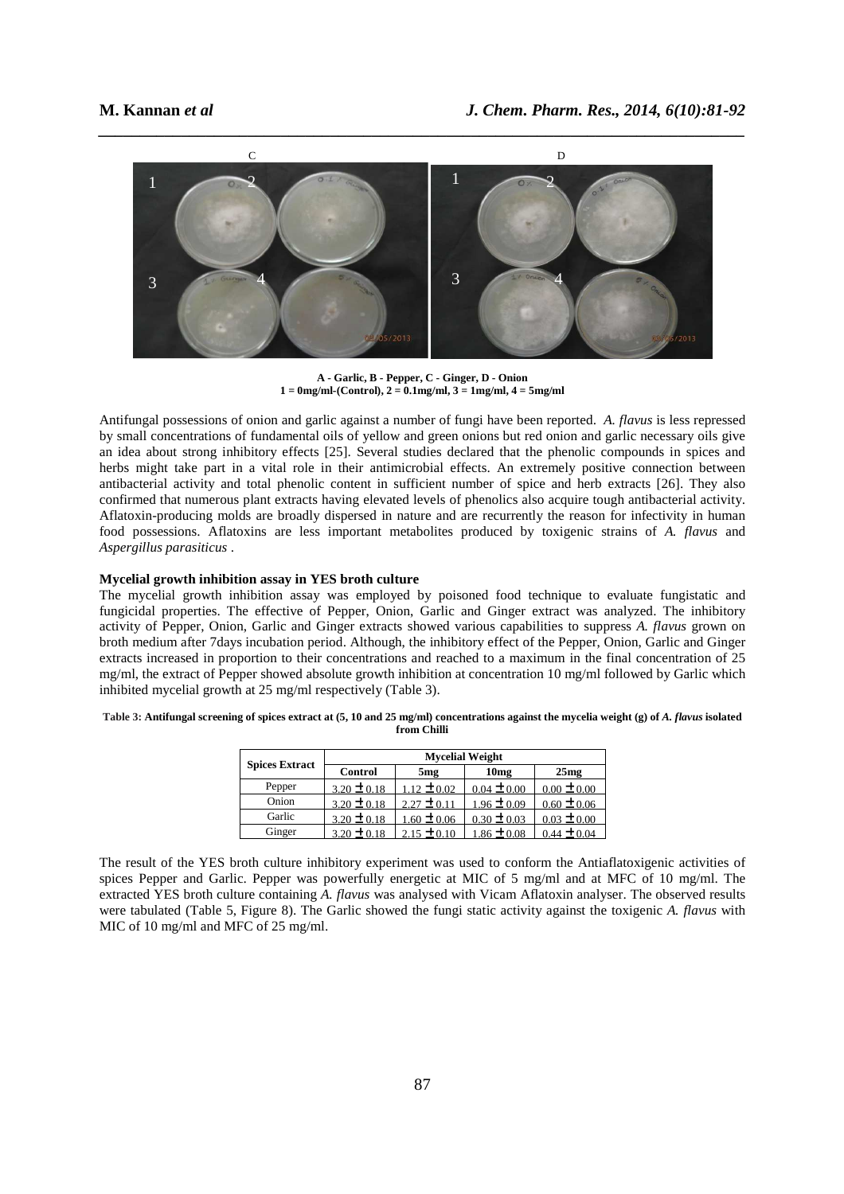A - Garlic, B - Pepper, C - Ginger, D - Onion
1 = 0mg/ml-(Control), 2 = 0.1mg/ml, 3 = 1mg/ml, 4 = 5mg/ml

Antifungal possessions of onion and garlic against a number of fungi have been reported. *A. flavus* is less repressed by small concentrations of fundamental oils of yellow and green onions but red onion and garlic necessary oils give an idea about strong inhibitory effects [25]. Several studies declared that the phenolic compounds in spices and herbs might take part in a vital role in their antimicrobial effects. An extremely positive connection between antibacterial activity and total phenolic content in sufficient number of spice and herb extracts [26]. They also confirmed that numerous plant extracts having elevated levels of phenolics also acquire tough antibacterial activity. Aflatoxin-producing molds are broadly dispersed in nature and are recurrently the reason for infectivity in human food possessions. Aflatoxins are less important metabolites produced by toxigenic strains of *A. flavus* and *Aspergillus parasiticus* .

**Mycelial growth inhibition assay in YES broth culture**

The mycelial growth inhibition assay was employed by poisoned food technique to evaluate fungistatic and fungicidal properties. The effective of Pepper, Onion, Garlic and Ginger extract was analyzed. The inhibitory activity of Pepper, Onion, Garlic and Ginger extracts showed various capabilities to suppress *A. flavus* grown on broth medium after 7days incubation period. Although, the inhibitory effect of the Pepper, Onion, Garlic and Ginger extracts increased in proportion to their concentrations and reached to a maximum in the final concentration of 25 mg/ml, the extract of Pepper showed absolute growth inhibition at concentration 10 mg/ml followed by Garlic which inhibited mycelial growth at 25 mg/ml respectively (Table 3).

**Table 3: Antifungal screening of spices extract at (5, 10 and 25 mg/ml) concentrations against the mycelia weight (g) of *A. flavus* isolated from Chilli**

| Spices Extract | Mycelial Weight | | | |
|---|---|---|---|---|
| | Control | 5mg | 10mg | 25mg |
| Pepper | 3.20 ± 0.18 | 1.12 ± 0.02 | 0.04 ± 0.00 | 0.00 ± 0.00 |
| Onion | 3.20 ± 0.18 | 2.27 ± 0.11 | 1.96 ± 0.09 | 0.60 ± 0.06 |
| Garlic | 3.20 ± 0.18 | 1.60 ± 0.06 | 0.30 ± 0.03 | 0.03 ± 0.00 |
| Ginger | 3.20 ± 0.18 | 2.15 ± 0.10 | 1.86 ± 0.08 | 0.44 ± 0.04 |

The result of the YES broth culture inhibitory experiment was used to conform the Antiaflatoxigenic activities of spices Pepper and Garlic. Pepper was powerfully energetic at MIC of 5 mg/ml and at MFC of 10 mg/ml. The extracted YES broth culture containing *A. flavus* was analysed with Vicam Aflatoxin analyser. The observed results were tabulated (Table 5, Figure 8). The Garlic showed the fungi static activity against the toxigenic *A. flavus* with MIC of 10 mg/ml and MFC of 25 mg/ml.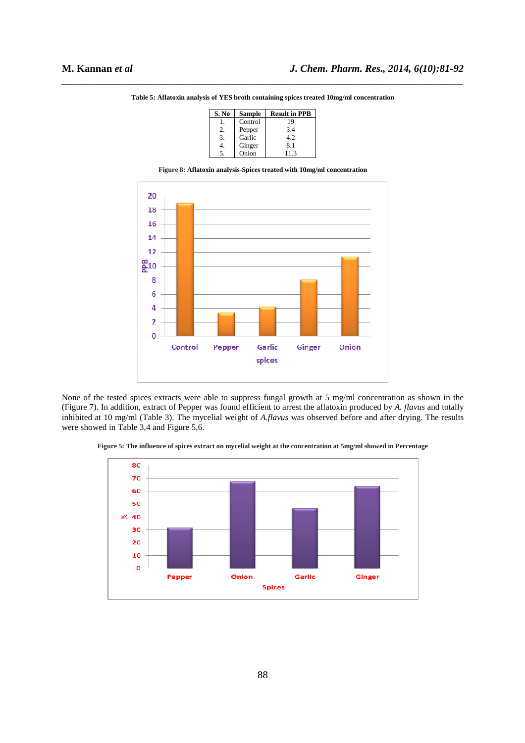**Table 5: Aflatoxin analysis of YES broth containing spices treated 10mg/ml concentration**

| S. No | Sample | Result in PPB |
|---|---|---|
| 1. | Control | 19 |
| 2. | Pepper | 3.4 |
| 3. | Garlic | 4.2 |
| 4. | Ginger | 8.1 |
| 5. | Onion | 11.3 |

**Figure 8: Aflatoxin analysis-Spices treated with 10mg/ml concentration**

None of the tested spices extracts were able to suppress fungal growth at 5 mg/ml concentration as shown in the (Figure 7). In addition, extract of Pepper was found efficient to arrest the aflatoxin produced by *A. flavus* and totally inhibited at 10 mg/ml (Table 3). The mycelial weight of *A.flavus* was observed before and after drying. The results were showed in Table 3,4 and Figure 5,6.

**Figure 5: The influence of spices extract on mycelial weight at the concentration at 5mg/ml showed in Percentage**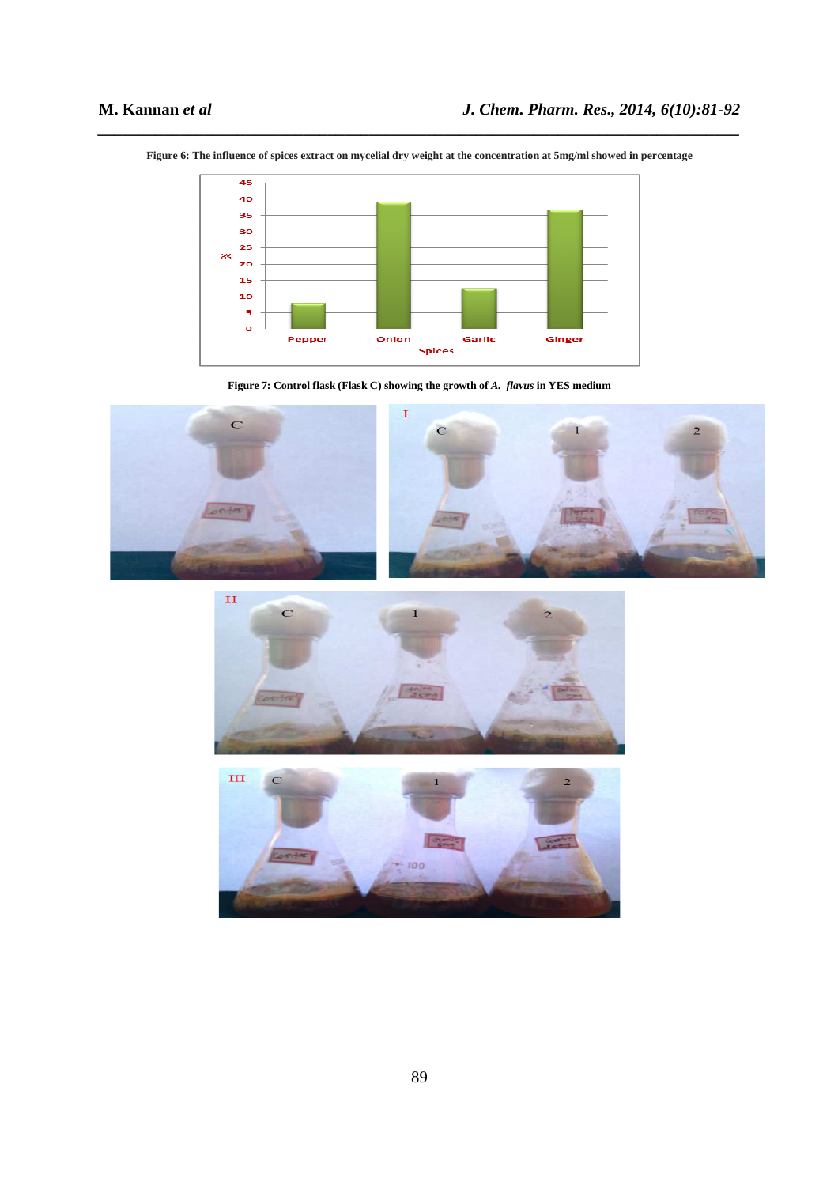**Figure 6: The influence of spices extract on mycelial dry weight at the concentration at 5mg/ml showed in percentage**

**Figure 7: Control flask (Flask C) showing the growth of *A. flavus* in YES medium**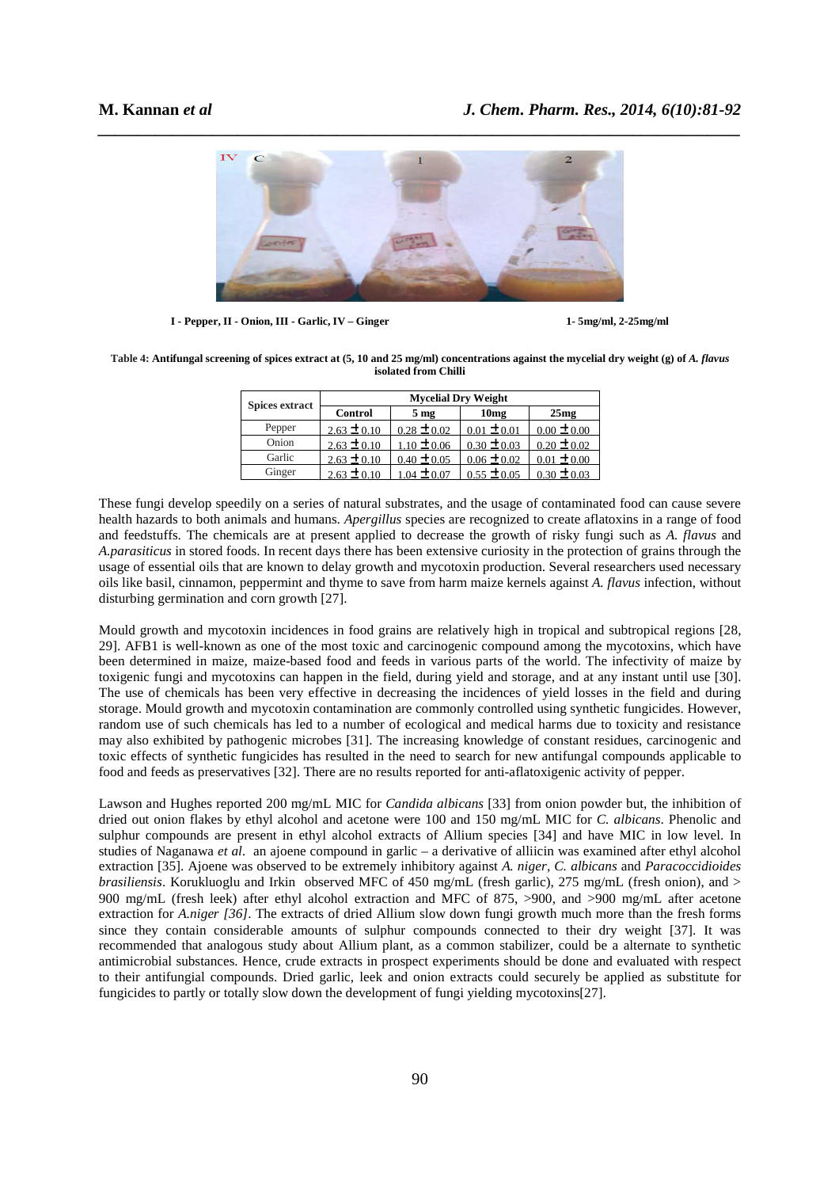I - Pepper, II - Onion, III - Garlic, IV – Ginger 1- 5mg/ml, 2-25mg/ml

**Table 4: Antifungal screening of spices extract at (5, 10 and 25 mg/ml) concentrations against the mycelial dry weight (g) of *A. flavus* isolated from Chilli**

| Spices extract | Mycelial Dry Weight | | | |
|---|---|---|---|---|
| | Control | 5 mg | 10mg | 25mg |
| Pepper | 2.63 ± 0.10 | 0.28 ± 0.02 | 0.01 ± 0.01 | 0.00 ± 0.00 |
| Onion | 2.63 ± 0.10 | 1.10 ± 0.06 | 0.30 ± 0.03 | 0.20 ± 0.02 |
| Garlic | 2.63 ± 0.10 | 0.40 ± 0.05 | 0.06 ± 0.02 | 0.01 ± 0.00 |
| Ginger | 2.63 ± 0.10 | 1.04 ± 0.07 | 0.55 ± 0.05 | 0.30 ± 0.03 |

These fungi develop speedily on a series of natural substrates, and the usage of contaminated food can cause severe health hazards to both animals and humans. *Apergillus* species are recognized to create aflatoxins in a range of food and feedstuffs. The chemicals are at present applied to decrease the growth of risky fungi such as *A. flavus* and *A.parasiticus* in stored foods. In recent days there has been extensive curiosity in the protection of grains through the usage of essential oils that are known to delay growth and mycotoxin production. Several researchers used necessary oils like basil, cinnamon, peppermint and thyme to save from harm maize kernels against *A. flavus* infection, without disturbing germination and corn growth [27].

Mould growth and mycotoxin incidences in food grains are relatively high in tropical and subtropical regions [28, 29]. AFB1 is well-known as one of the most toxic and carcinogenic compound among the mycotoxins, which have been determined in maize, maize-based food and feeds in various parts of the world. The infectivity of maize by toxigenic fungi and mycotoxins can happen in the field, during yield and storage, and at any instant until use [30]. The use of chemicals has been very effective in decreasing the incidences of yield losses in the field and during storage. Mould growth and mycotoxin contamination are commonly controlled using synthetic fungicides. However, random use of such chemicals has led to a number of ecological and medical harms due to toxicity and resistance may also exhibited by pathogenic microbes [31]. The increasing knowledge of constant residues, carcinogenic and toxic effects of synthetic fungicides has resulted in the need to search for new antifungal compounds applicable to food and feeds as preservatives [32]. There are no results reported for anti-aflatoxigenic activity of pepper.

Lawson and Hughes reported 200 mg/mL MIC for *Candida albicans* [33] from onion powder but, the inhibition of dried out onion flakes by ethyl alcohol and acetone were 100 and 150 mg/mL MIC for *C. albicans*. Phenolic and sulphur compounds are present in ethyl alcohol extracts of Allium species [34] and have MIC in low level. In studies of Naganawa *et al*. an ajoene compound in garlic – a derivative of alliicin was examined after ethyl alcohol extraction [35]. Ajoene was observed to be extremely inhibitory against *A. niger, C. albicans* and *Paracoccidioides brasiliensis*. Korukluoglu and Irkin observed MFC of 450 mg/mL (fresh garlic), 275 mg/mL (fresh onion), and > 900 mg/mL (fresh leek) after ethyl alcohol extraction and MFC of 875, >900, and >900 mg/mL after acetone extraction for *A.niger [36]*. The extracts of dried Allium slow down fungi growth much more than the fresh forms since they contain considerable amounts of sulphur compounds connected to their dry weight [37]. It was recommended that analogous study about Allium plant, as a common stabilizer, could be a alternate to synthetic antimicrobial substances. Hence, crude extracts in prospect experiments should be done and evaluated with respect to their antifungial compounds. Dried garlic, leek and onion extracts could securely be applied as substitute for fungicides to partly or totally slow down the development of fungi yielding mycotoxins[27].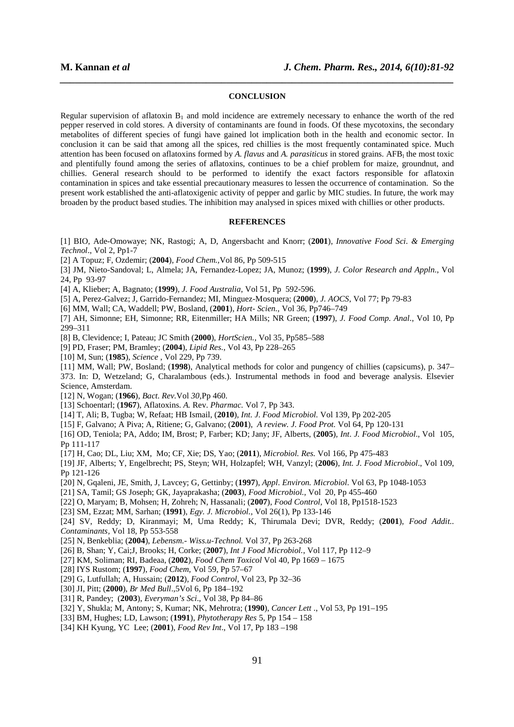## CONCLUSION

Regular supervision of aflatoxin $B_1$ and mold incidence are extremely necessary to enhance the worth of the red pepper reserved in cold stores. A diversity of contaminants are found in foods. Of these mycotoxins, the secondary metabolites of different species of fungi have gained lot implication both in the health and economic sector. In conclusion it can be said that among all the spices, red chillies is the most frequently contaminated spice. Much attention has been focused on aflatoxins formed by *A. flavus* and *A. parasiticus* in stored grains. $AFB_1$ the most toxic and plentifully found among the series of aflatoxins, continues to be a chief problem for maize, groundnut, and chillies. General research should to be performed to identify the exact factors responsible for aflatoxin contamination in spices and take essential precautionary measures to lessen the occurrence of contamination. So the present work established the anti-aflatoxigenic activity of pepper and garlic by MIC studies. In future, the work may broaden by the product based studies. The inhibition may analysed in spices mixed with chillies or other products.

## REFERENCES

[1] BIO, Ade-Omowaye; NK, Rastogi; A, D, Angersbacht and Knorr; (**2001**), *Innovative Food Sci. & Emerging Technol*., Vol 2, Pp1-7

[2] A Topuz; F, Ozdemir; (**2004**), *Food Chem.*,Vol 86, Pp 509-515

[3] JM, Nieto-Sandoval; L, Almela; JA, Fernandez-Lopez; JA, Munoz; (**1999**), *J. Color Research and Appln*., Vol 24, Pp 93-97

[4] A, Klieber; A, Bagnato; (**1999**), *J. Food Australia*, Vol 51, Pp 592-596.

[5] A, Perez-Galvez; J, Garrido-Fernandez; MI, Minguez-Mosquera; (**2000**), *J. AOCS*, Vol 77; Pp 79-83

[6] MM, Wall; CA, Waddell; PW, Bosland, (**2001**), *Hort- Scien.*, Vol 36, Pp746–749

[7] AH, Simonne; EH, Simonne; RR, Eitenmiller; HA Mills; NR Green; (**1997**), *J. Food Comp. Anal*., Vol 10, Pp 299–311

[8] B, Clevidence; I, Pateau; JC Smith (**2000**), *HortScien.*, Vol 35, Pp585–588

[9] PD, Fraser; PM, Bramley; (**2004**), *Lipid Res.*, Vol 43, Pp 228–265

[10] M, Sun; (**1985**), *Science* , Vol 229, Pp 739.

[11] MM, Wall; PW, Bosland; (**1998**), Analytical methods for color and pungency of chillies (capsicums), p. 347–373. In: D, Wetzeland; G, Charalambous (eds.). Instrumental methods in food and beverage analysis. Elsevier Science, Amsterdam.

[12] N, Wogan; (**1966**), *Bact. Rev*.Vol *30*,Pp 460.

[13] Schoentarl; (**1967**), Aflatoxins. *A.* Rev. *Pharmac.* Vol 7, Pp 343.

[14] T, Ali; B, Tugba; W, Refaat; HB Ismail, (**2010**), *Int. J. Food Microbiol.* Vol 139, Pp 202-205

[15] F, Galvano; A Piva; A, Ritiene; G, Galvano; (**2001**), *A review. J. Food Prot.* Vol 64, Pp 120-131

[16] OD, Teniola; PA, Addo; IM, Brost; P, Farber; KD; Jany; JF, Alberts, (**2005**), *Int. J. Food Microbiol*., Vol 105, Pp 111-117

[17] H, Cao; DL, Liu; XM, Mo; CF, Xie; DS, Yao; (**2011**), *Microbiol. Res.* Vol 166, Pp 475-483

[19] JF, Alberts; Y, Engelbrecht; PS, Steyn; WH, Holzapfel; WH, Vanzyl; (**2006**), *Int. J. Food Microbiol*., Vol 109, Pp 121-126

[20] N, Gqaleni, JE, Smith, J, Lavcey; G, Gettinby; (**1997**), *Appl. Environ. Microbiol*. Vol 63, Pp 1048-1053

[21] SA, Tamil; GS Joseph; GK, Jayaprakasha; (**2003**), *Food Microbiol.*, Vol 20, Pp 455-460

[22] O, Maryam; B, Mohsen; H, Zohreh; N, Hassanali; (**2007**), *Food Control*, Vol 18, Pp1518-1523

[23] SM, Ezzat; MM, Sarhan; (**1991**), *Egy. J. Microbiol.*, Vol 26(1), Pp 133-146

[24] SV, Reddy; D, Kiranmayi; M, Uma Reddy; K, Thirumala Devi; DVR, Reddy; (**2001**), *Food Addit.. Contaminants*, Vol 18, Pp 553-558

[25] N, Benkeblia; (**2004**), *Lebensm.- Wiss.u-Technol.* Vol 37, Pp 263-268

[26] B, Shan; Y, Cai;J, Brooks; H, Corke; (**2007**), *Int J Food Microbiol.*, Vol 117, Pp 112–9

[27] KM, Soliman; RI, Badeaa, (**2002**), *Food Chem Toxicol* Vol 40, Pp 1669 – 1675

[28] IYS Rustom; (**1997**), *Food Chem*, Vol 59, Pp 57–67

[29] G, Lutfullah; A, Hussain; (**2012**), *Food Control*, Vol 23, Pp 32–36

[30] JI, Pitt; (**2000**), *Br Med Bull*.,5Vol 6, Pp 184–192

[31] R, Pandey; (**2003**), *Everyman's Sci*., Vol 38, Pp 84–86

[32] Y, Shukla; M, Antony; S, Kumar; NK, Mehrotra; (**1990**), *Cancer Lett* ., Vol 53, Pp 191–195

[33] BM, Hughes; LD, Lawson; (**1991**), *Phytotherapy Res* 5, Pp 154 – 158

[34] KH Kyung, YC Lee; (**2001**), *Food Rev Int*., Vol 17, Pp 183 –198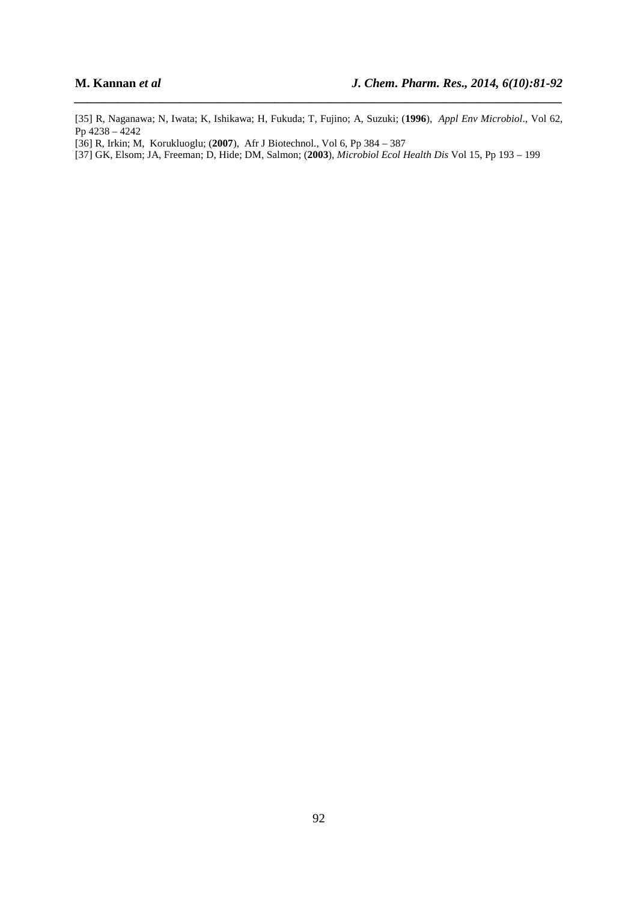[35] R, Naganawa; N, Iwata; K, Ishikawa; H, Fukuda; T, Fujino; A, Suzuki; (**1996**), *Appl Env Microbiol*., Vol 62, Pp 4238 – 4242

[36] R, Irkin; M, Korukluoglu; (**2007**), Afr J Biotechnol., Vol 6, Pp 384 – 387

[37] GK, Elsom; JA, Freeman; D, Hide; DM, Salmon; (**2003**), *Microbiol Ecol Health Dis* Vol 15, Pp 193 – 199